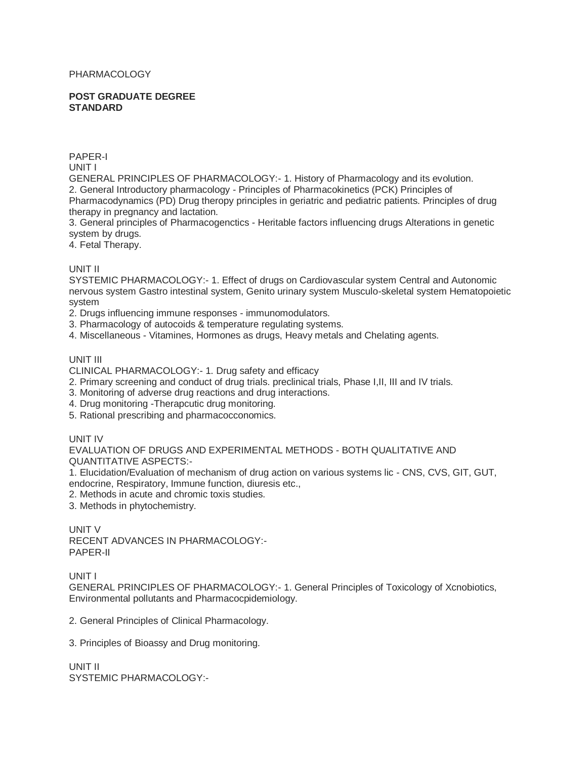PHARMACOLOGY

**POST GRADUATE DEGREE STANDARD**

PAPER-I

UNIT I

GENERAL PRINCIPLES OF PHARMACOLOGY:- 1. History of Pharmacology and its evolution.

2. General Introductory pharmacology - Principles of Pharmacokinetics (PCK) Principles of Pharmacodynamics (PD) Drug theropy principles in geriatric and pediatric patients. Principles of drug therapy in pregnancy and lactation.
3. General principles of Pharmacogenctics - Heritable factors influencing drugs Alterations in genetic system by drugs.
4. Fetal Therapy.

UNIT II

SYSTEMIC PHARMACOLOGY:- 1. Effect of drugs on Cardiovascular system Central and Autonomic nervous system Gastro intestinal system, Genito urinary system Musculo-skeletal system Hematopoietic system

2. Drugs influencing immune responses - immunomodulators.
3. Pharmacology of autocoids & temperature regulating systems.
4. Miscellaneous - Vitamines, Hormones as drugs, Heavy metals and Chelating agents.

UNIT III

CLINICAL PHARMACOLOGY:- 1. Drug safety and efficacy

2. Primary screening and conduct of drug trials. preclinical trials, Phase I,II, III and IV trials.
3. Monitoring of adverse drug reactions and drug interactions.
4. Drug monitoring -Therapcutic drug monitoring.
5. Rational prescribing and pharmacocconomics.

UNIT IV

EVALUATION OF DRUGS AND EXPERIMENTAL METHODS - BOTH QUALITATIVE AND QUANTITATIVE ASPECTS:-

1. Elucidation/Evaluation of mechanism of drug action on various systems lic - CNS, CVS, GIT, GUT, endocrine, Respiratory, Immune function, diuresis etc.,
2. Methods in acute and chromic toxis studies.
3. Methods in phytochemistry.

UNIT V

RECENT ADVANCES IN PHARMACOLOGY:-

PAPER-II

UNIT I

GENERAL PRINCIPLES OF PHARMACOLOGY:- 1. General Principles of Toxicology of Xcnobiotics, Environmental pollutants and Pharmacocpidemiology.

2. General Principles of Clinical Pharmacology.

3. Principles of Bioassy and Drug monitoring.

UNIT II

SYSTEMIC PHARMACOLOGY:-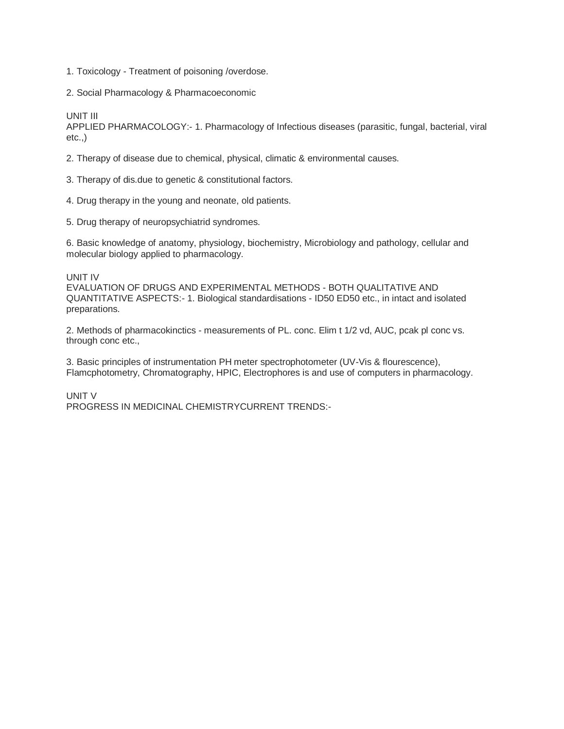1. Toxicology - Treatment of poisoning /overdose.

2. Social Pharmacology & Pharmacoeconomic

UNIT III
APPLIED PHARMACOLOGY:- 1. Pharmacology of Infectious diseases (parasitic, fungal, bacterial, viral etc.,)

2. Therapy of disease due to chemical, physical, climatic & environmental causes.

3. Therapy of dis.due to genetic & constitutional factors.

4. Drug therapy in the young and neonate, old patients.

5. Drug therapy of neuropsychiatrid syndromes.

6. Basic knowledge of anatomy, physiology, biochemistry, Microbiology and pathology, cellular and molecular biology applied to pharmacology.

UNIT IV
EVALUATION OF DRUGS AND EXPERIMENTAL METHODS - BOTH QUALITATIVE AND QUANTITATIVE ASPECTS:- 1. Biological standardisations - ID50 ED50 etc., in intact and isolated preparations.

2. Methods of pharmacokinctics - measurements of PL. conc. Elim t 1/2 vd, AUC, pcak pl conc vs. through conc etc.,

3. Basic principles of instrumentation PH meter spectrophotometer (UV-Vis & flourescence), Flamcphotometry, Chromatography, HPIC, Electrophores is and use of computers in pharmacology.

UNIT V
PROGRESS IN MEDICINAL CHEMISTRYCURRENT TRENDS:-